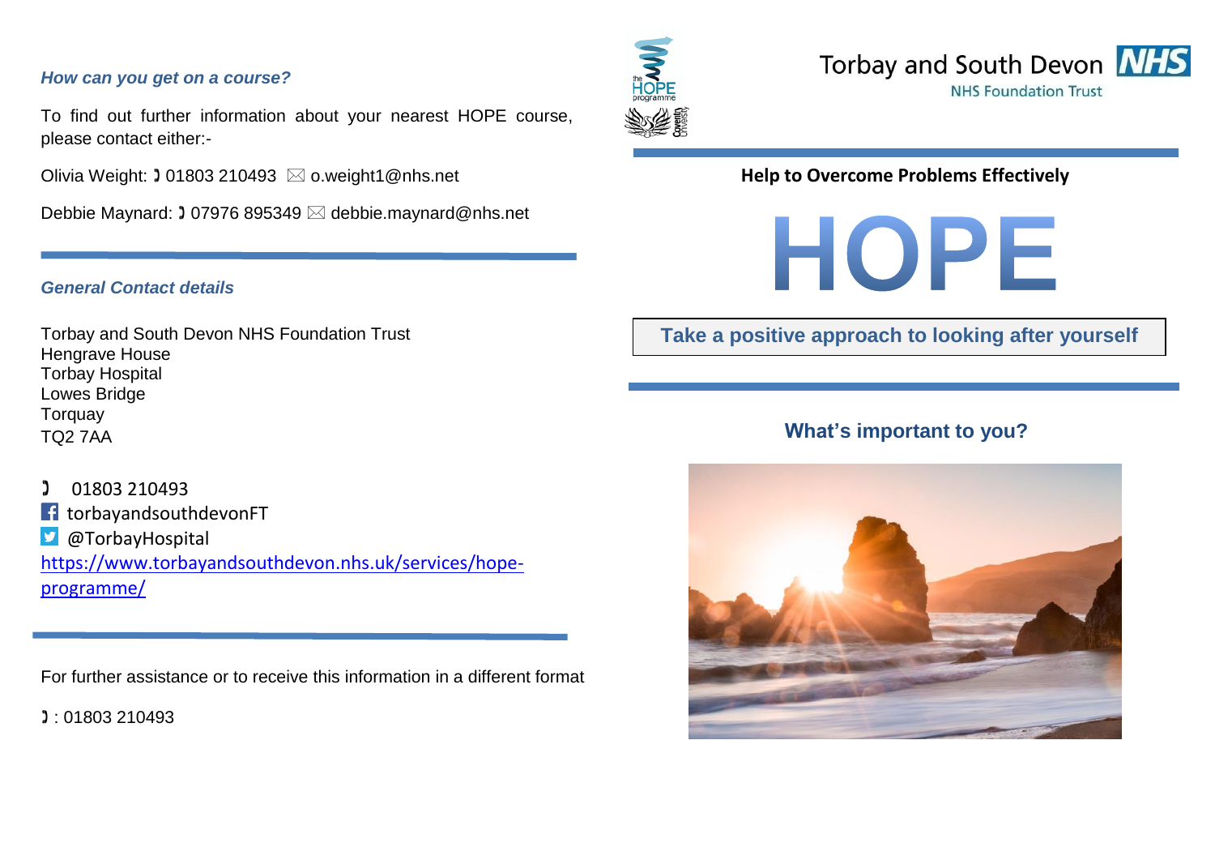### *How can you get on a course?*

To find out further information about your nearest HOPE course, please contact either:-

Olivia Weight: ☎ 01803 210493 ✉ o.weight1@nhs.net

Debbie Maynard: ☎ 07976 895349 ✉ debbie.maynard@nhs.net

### *General Contact details*

Torbay and South Devon NHS Foundation Trust
Hengrave House
Torbay Hospital
Lowes Bridge
Torquay
TQ2 7AA

☎ 01803 210493
torbayandsouthdevonFT
@TorbayHospital
https://www.torbayandsouthdevon.nhs.uk/services/hope-programme/

For further assistance or to receive this information in a different format

☎ : 01803 210493

Torbay and South Devon NHS Foundation Trust

**Help to Overcome Problems Effectively**

# HOPE

**Take a positive approach to looking after yourself**

## What's important to you?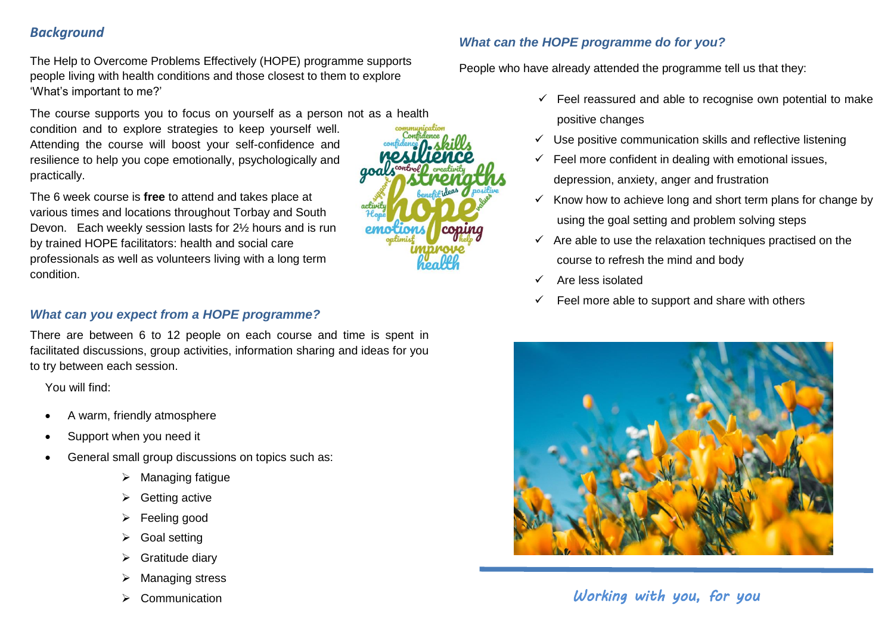## *Background*

The Help to Overcome Problems Effectively (HOPE) programme supports people living with health conditions and those closest to them to explore 'What's important to me?'

The course supports you to focus on yourself as a person not as a health condition and to explore strategies to keep yourself well. Attending the course will boost your self-confidence and resilience to help you cope emotionally, psychologically and practically.

The 6 week course is **free** to attend and takes place at various times and locations throughout Torbay and South Devon. Each weekly session lasts for 2½ hours and is run by trained HOPE facilitators: health and social care professionals as well as volunteers living with a long term condition.

## *What can you expect from a HOPE programme?*

There are between 6 to 12 people on each course and time is spent in facilitated discussions, group activities, information sharing and ideas for you to try between each session.

You will find:

- A warm, friendly atmosphere
- Support when you need it
- General small group discussions on topics such as:
  - Managing fatigue
  - Getting active
  - Feeling good
  - Goal setting
  - Gratitude diary
  - Managing stress
  - Communication

## *What can the HOPE programme do for you?*

People who have already attended the programme tell us that they:

- ✓ Feel reassured and able to recognise own potential to make positive changes
- ✓ Use positive communication skills and reflective listening
- ✓ Feel more confident in dealing with emotional issues, depression, anxiety, anger and frustration
- ✓ Know how to achieve long and short term plans for change by using the goal setting and problem solving steps
- ✓ Are able to use the relaxation techniques practised on the course to refresh the mind and body
- ✓ Are less isolated
- ✓ Feel more able to support and share with others

*Working with you, for you*